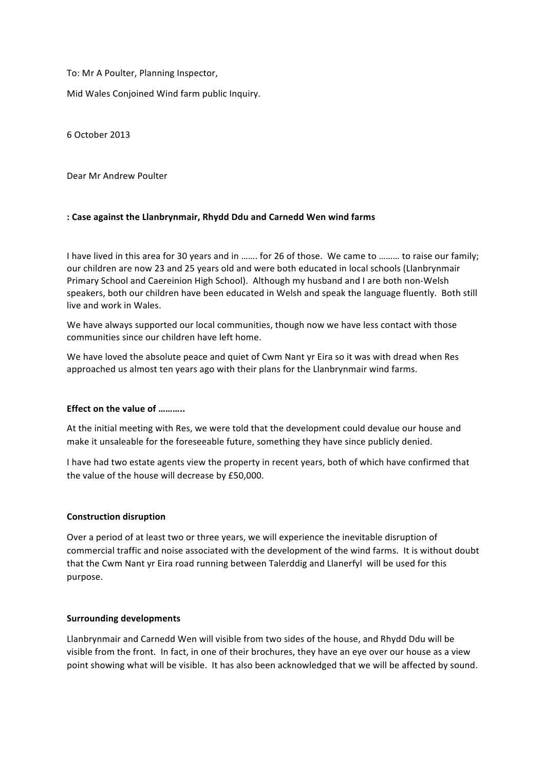To: Mr A Poulter, Planning Inspector,

Mid Wales Conjoined Wind farm public Inquiry.

6 October 2013

Dear Mr Andrew Poulter

**: Case against the Llanbrynmair, Rhydd Ddu and Carnedd Wen wind farms**

I have lived in this area for 30 years and in ……. for 26 of those. We came to ……… to raise our family; our children are now 23 and 25 years old and were both educated in local schools (Llanbrynmair Primary School and Caereinion High School). Although my husband and I are both non-Welsh speakers, both our children have been educated in Welsh and speak the language fluently. Both still live and work in Wales.

We have always supported our local communities, though now we have less contact with those communities since our children have left home.

We have loved the absolute peace and quiet of Cwm Nant yr Eira so it was with dread when Res approached us almost ten years ago with their plans for the Llanbrynmair wind farms.

**Effect on the value of ………..**

At the initial meeting with Res, we were told that the development could devalue our house and make it unsaleable for the foreseeable future, something they have since publicly denied.

I have had two estate agents view the property in recent years, both of which have confirmed that the value of the house will decrease by £50,000.

**Construction disruption**

Over a period of at least two or three years, we will experience the inevitable disruption of commercial traffic and noise associated with the development of the wind farms. It is without doubt that the Cwm Nant yr Eira road running between Talerddig and Llanerfyl will be used for this purpose.

**Surrounding developments**

Llanbrynmair and Carnedd Wen will visible from two sides of the house, and Rhydd Ddu will be visible from the front. In fact, in one of their brochures, they have an eye over our house as a view point showing what will be visible. It has also been acknowledged that we will be affected by sound.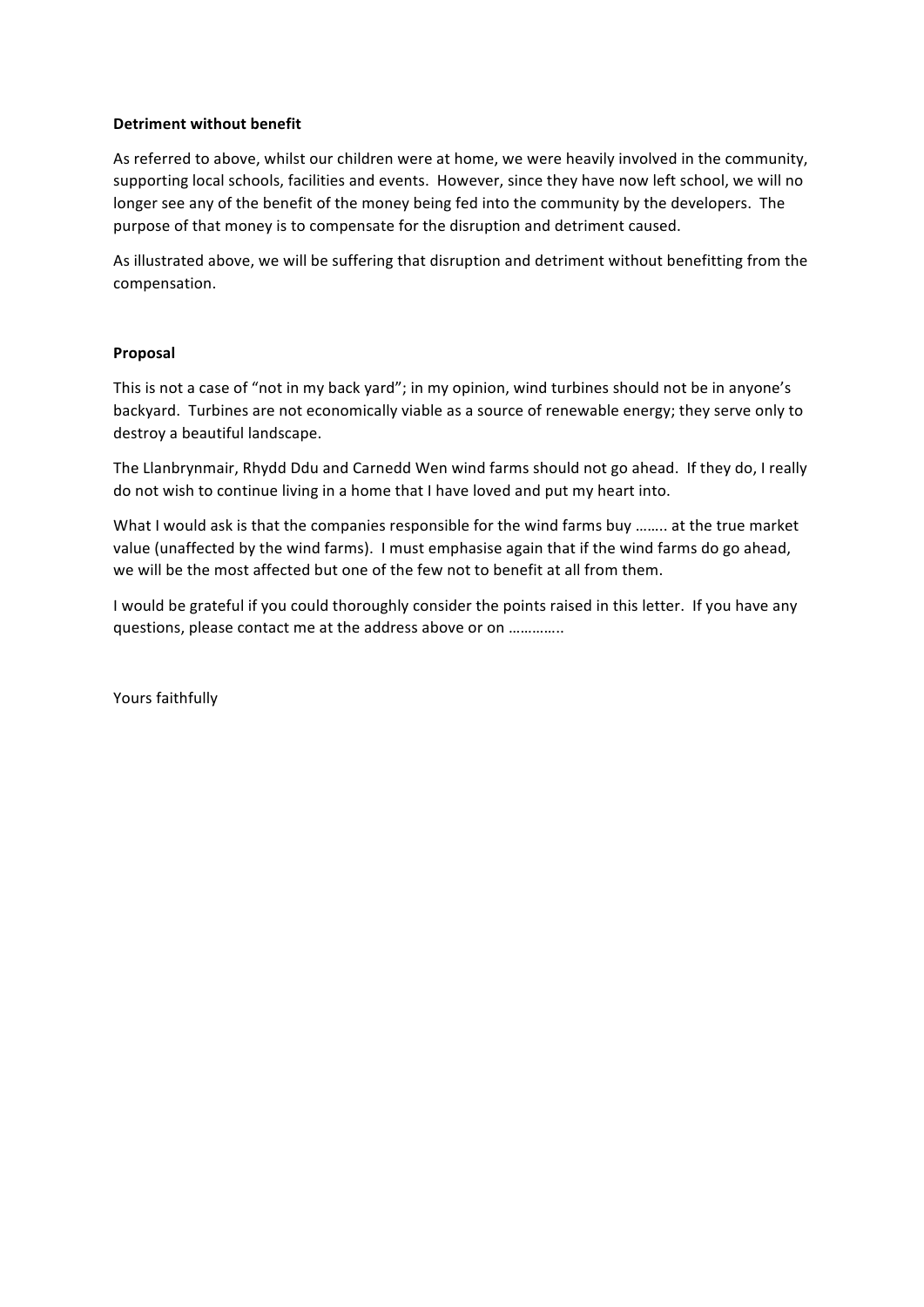**Detriment without benefit**

As referred to above, whilst our children were at home, we were heavily involved in the community, supporting local schools, facilities and events. However, since they have now left school, we will no longer see any of the benefit of the money being fed into the community by the developers. The purpose of that money is to compensate for the disruption and detriment caused.

As illustrated above, we will be suffering that disruption and detriment without benefitting from the compensation.

**Proposal**

This is not a case of "not in my back yard"; in my opinion, wind turbines should not be in anyone's backyard. Turbines are not economically viable as a source of renewable energy; they serve only to destroy a beautiful landscape.

The Llanbrynmair, Rhydd Ddu and Carnedd Wen wind farms should not go ahead. If they do, I really do not wish to continue living in a home that I have loved and put my heart into.

What I would ask is that the companies responsible for the wind farms buy …….. at the true market value (unaffected by the wind farms). I must emphasise again that if the wind farms do go ahead, we will be the most affected but one of the few not to benefit at all from them.

I would be grateful if you could thoroughly consider the points raised in this letter. If you have any questions, please contact me at the address above or on …………..

Yours faithfully